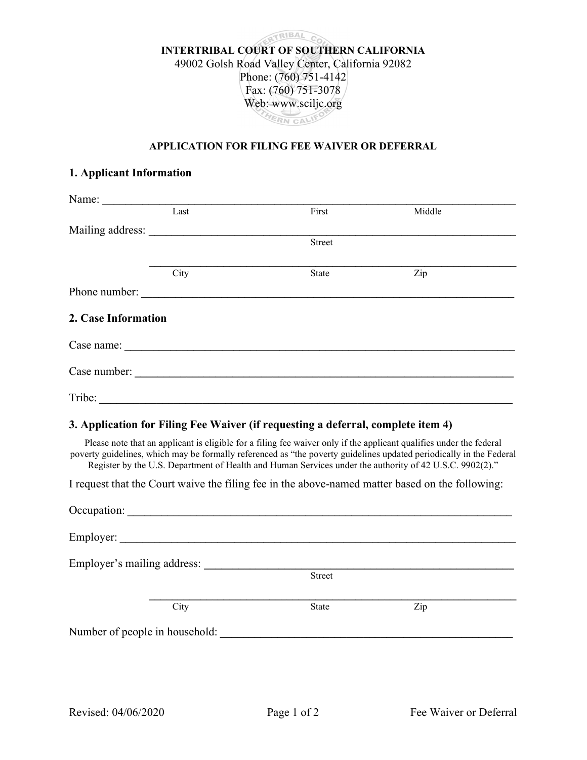**INTERTRIBAL COURT OF SOUTHERN CALIFORNIA**
49002 Golsh Road Valley Center, California 92082
Phone: (760) 751-4142
Fax: (760) 751-3078
Web: www.sciljc.org

## APPLICATION FOR FILING FEE WAIVER OR DEFERRAL

### 1. Applicant Information

Name: ______________________________________________
Last First Middle

Mailing address: ______________________________________________
Street

______________________________________________
City State Zip

Phone number: ______________________________________________

### 2. Case Information

Case name: ______________________________________________

Case number: ______________________________________________

Tribe: ______________________________________________

### 3. Application for Filing Fee Waiver (if requesting a deferral, complete item 4)

Please note that an applicant is eligible for a filing fee waiver only if the applicant qualifies under the federal poverty guidelines, which may be formally referenced as "the poverty guidelines updated periodically in the Federal Register by the U.S. Department of Health and Human Services under the authority of 42 U.S.C. 9902(2)."

I request that the Court waive the filing fee in the above-named matter based on the following:

Occupation: ______________________________________________

Employer: ______________________________________________

Employer's mailing address: ______________________________________________
Street

______________________________________________
City State Zip

Number of people in household: ______________________________________________

Revised: 04/06/2020 Fee Waiver or Deferral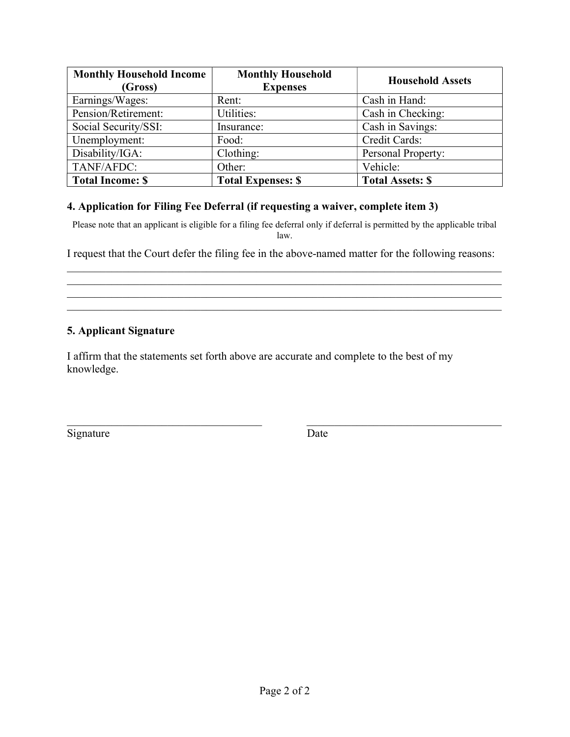| **Monthly Household Income (Gross)** | **Monthly Household Expenses** | **Household Assets** |
|---|---|---|
| Earnings/Wages: | Rent: | Cash in Hand: |
| Pension/Retirement: | Utilities: | Cash in Checking: |
| Social Security/SSI: | Insurance: | Cash in Savings: |
| Unemployment: | Food: | Credit Cards: |
| Disability/IGA: | Clothing: | Personal Property: |
| TANF/AFDC: | Other: | Vehicle: |
| **Total Income: $** | **Total Expenses: $** | **Total Assets: $** |

### 4. Application for Filing Fee Deferral (if requesting a waiver, complete item 3)

Please note that an applicant is eligible for a filing fee deferral only if deferral is permitted by the applicable tribal law.

I request that the Court defer the filing fee in the above-named matter for the following reasons:

\_\_\_\_\_\_\_\_\_\_\_\_\_\_\_\_\_\_\_\_\_\_\_\_\_\_\_\_\_\_\_\_\_\_\_\_\_\_\_\_\_\_\_\_\_\_\_\_\_\_\_\_\_\_\_\_\_\_\_\_\_\_\_\_\_\_\_\_\_\_\_\_

\_\_\_\_\_\_\_\_\_\_\_\_\_\_\_\_\_\_\_\_\_\_\_\_\_\_\_\_\_\_\_\_\_\_\_\_\_\_\_\_\_\_\_\_\_\_\_\_\_\_\_\_\_\_\_\_\_\_\_\_\_\_\_\_\_\_\_\_\_\_\_\_

\_\_\_\_\_\_\_\_\_\_\_\_\_\_\_\_\_\_\_\_\_\_\_\_\_\_\_\_\_\_\_\_\_\_\_\_\_\_\_\_\_\_\_\_\_\_\_\_\_\_\_\_\_\_\_\_\_\_\_\_\_\_\_\_\_\_\_\_\_\_\_\_

\_\_\_\_\_\_\_\_\_\_\_\_\_\_\_\_\_\_\_\_\_\_\_\_\_\_\_\_\_\_\_\_\_\_\_\_\_\_\_\_\_\_\_\_\_\_\_\_\_\_\_\_\_\_\_\_\_\_\_\_\_\_\_\_\_\_\_\_\_\_\_\_

### 5. Applicant Signature

I affirm that the statements set forth above are accurate and complete to the best of my knowledge.

\_\_\_\_\_\_\_\_\_\_\_\_\_\_\_\_\_\_\_\_\_\_\_\_\_\_\_\_\_\_\_\_\_\_\_\_ \_\_\_\_\_\_\_\_\_\_\_\_\_\_\_\_\_\_\_\_\_\_\_\_\_\_\_\_\_\_\_\_\_\_\_\_

Signature Date